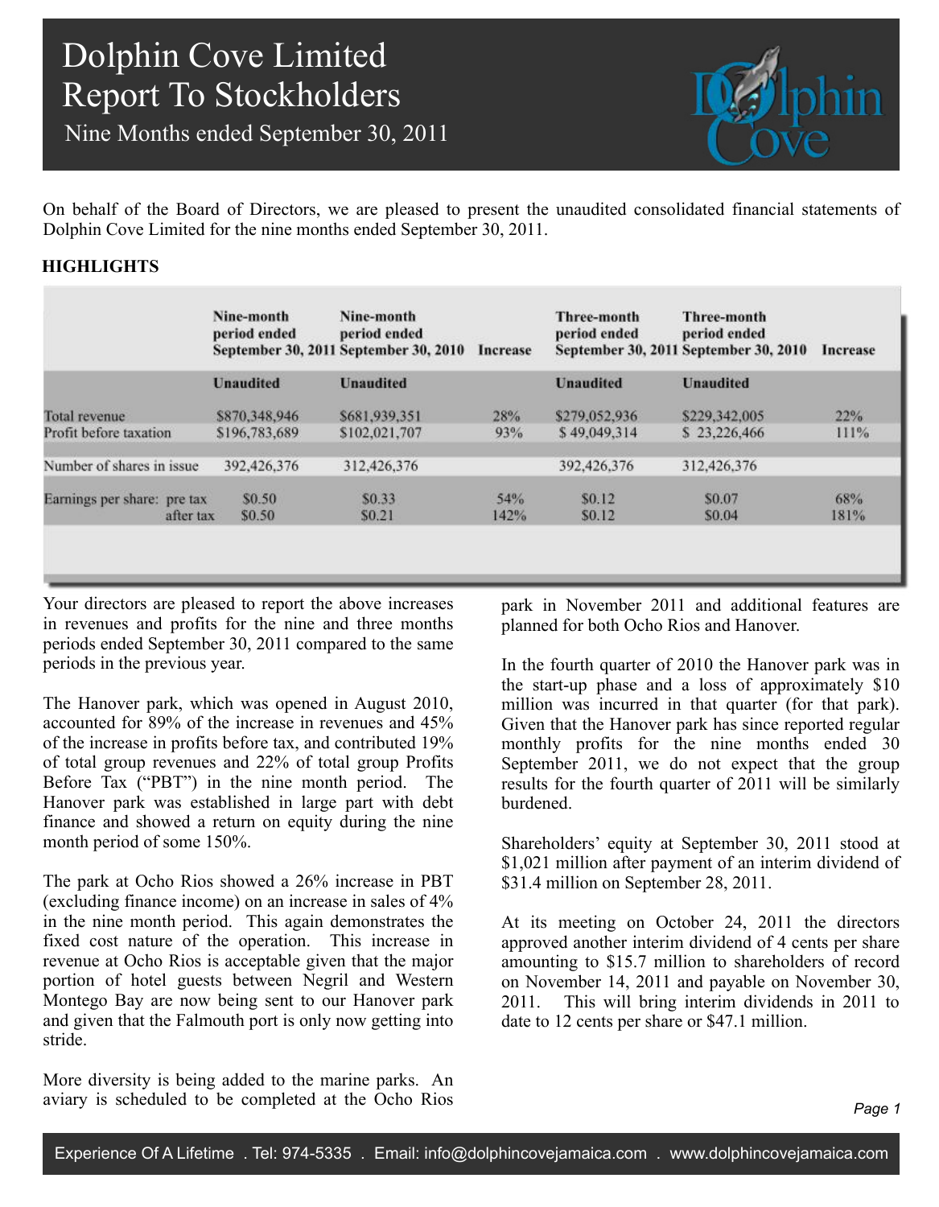# Dolphin Cove Limited
# Report To Stockholders
## Nine Months ended September 30, 2011

On behalf of the Board of Directors, we are pleased to present the unaudited consolidated financial statements of Dolphin Cove Limited for the nine months ended September 30, 2011.

**HIGHLIGHTS**

| | Nine-month period ended September 30, 2011 | Nine-month period ended September 30, 2010 | Increase | Three-month period ended September 30, 2011 | Three-month period ended September 30, 2010 | Increase |
|---|---|---|---|---|---|---|
| | Unaudited | Unaudited | | Unaudited | Unaudited | |
| Total revenue | $870,348,946 | $681,939,351 | 28% | $279,052,936 | $229,342,005 | 22% |
| Profit before taxation | $196,783,689 | $102,021,707 | 93% | $ 49,049,314 | $ 23,226,466 | 111% |
| Number of shares in issue | 392,426,376 | 312,426,376 | | 392,426,376 | 312,426,376 | |
| Earnings per share: pre tax | $0.50 | $0.33 | 54% | $0.12 | $0.07 | 68% |
| after tax | $0.50 | $0.21 | 142% | $0.12 | $0.04 | 181% |

Your directors are pleased to report the above increases in revenues and profits for the nine and three months periods ended September 30, 2011 compared to the same periods in the previous year.

The Hanover park, which was opened in August 2010, accounted for 89% of the increase in revenues and 45% of the increase in profits before tax, and contributed 19% of total group revenues and 22% of total group Profits Before Tax ("PBT") in the nine month period. The Hanover park was established in large part with debt finance and showed a return on equity during the nine month period of some 150%.

The park at Ocho Rios showed a 26% increase in PBT (excluding finance income) on an increase in sales of 4% in the nine month period. This again demonstrates the fixed cost nature of the operation. This increase in revenue at Ocho Rios is acceptable given that the major portion of hotel guests between Negril and Western Montego Bay are now being sent to our Hanover park and given that the Falmouth port is only now getting into stride.

More diversity is being added to the marine parks. An aviary is scheduled to be completed at the Ocho Rios park in November 2011 and additional features are planned for both Ocho Rios and Hanover.

In the fourth quarter of 2010 the Hanover park was in the start-up phase and a loss of approximately $10 million was incurred in that quarter (for that park). Given that the Hanover park has since reported regular monthly profits for the nine months ended 30 September 2011, we do not expect that the group results for the fourth quarter of 2011 will be similarly burdened.

Shareholders' equity at September 30, 2011 stood at $1,021 million after payment of an interim dividend of $31.4 million on September 28, 2011.

At its meeting on October 24, 2011 the directors approved another interim dividend of 4 cents per share amounting to $15.7 million to shareholders of record on November 14, 2011 and payable on November 30, 2011. This will bring interim dividends in 2011 to date to 12 cents per share or $47.1 million.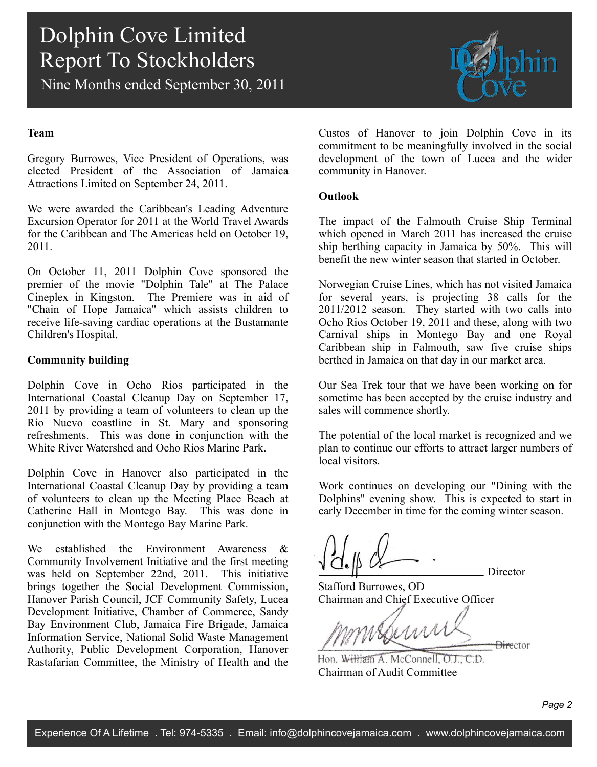# Dolphin Cove Limited
# Report To Stockholders
## Nine Months ended September 30, 2011

**Team**

Gregory Burrowes, Vice President of Operations, was elected President of the Association of Jamaica Attractions Limited on September 24, 2011.

We were awarded the Caribbean's Leading Adventure Excursion Operator for 2011 at the World Travel Awards for the Caribbean and The Americas held on October 19, 2011.

On October 11, 2011 Dolphin Cove sponsored the premier of the movie "Dolphin Tale" at The Palace Cineplex in Kingston. The Premiere was in aid of "Chain of Hope Jamaica" which assists children to receive life-saving cardiac operations at the Bustamante Children's Hospital.

**Community building**

Dolphin Cove in Ocho Rios participated in the International Coastal Cleanup Day on September 17, 2011 by providing a team of volunteers to clean up the Rio Nuevo coastline in St. Mary and sponsoring refreshments. This was done in conjunction with the White River Watershed and Ocho Rios Marine Park.

Dolphin Cove in Hanover also participated in the International Coastal Cleanup Day by providing a team of volunteers to clean up the Meeting Place Beach at Catherine Hall in Montego Bay. This was done in conjunction with the Montego Bay Marine Park.

We established the Environment Awareness & Community Involvement Initiative and the first meeting was held on September 22nd, 2011. This initiative brings together the Social Development Commission, Hanover Parish Council, JCF Community Safety, Lucea Development Initiative, Chamber of Commerce, Sandy Bay Environment Club, Jamaica Fire Brigade, Jamaica Information Service, National Solid Waste Management Authority, Public Development Corporation, Hanover Rastafarian Committee, the Ministry of Health and the Custos of Hanover to join Dolphin Cove in its commitment to be meaningfully involved in the social development of the town of Lucea and the wider community in Hanover.

**Outlook**

The impact of the Falmouth Cruise Ship Terminal which opened in March 2011 has increased the cruise ship berthing capacity in Jamaica by 50%. This will benefit the new winter season that started in October.

Norwegian Cruise Lines, which has not visited Jamaica for several years, is projecting 38 calls for the 2011/2012 season. They started with two calls into Ocho Rios October 19, 2011 and these, along with two Carnival ships in Montego Bay and one Royal Caribbean ship in Falmouth, saw five cruise ships berthed in Jamaica on that day in our market area.

Our Sea Trek tour that we have been working on for sometime has been accepted by the cruise industry and sales will commence shortly.

The potential of the local market is recognized and we plan to continue our efforts to attract larger numbers of local visitors.

Work continues on developing our "Dining with the Dolphins" evening show. This is expected to start in early December in time for the coming winter season.

_________________________ Director
Stafford Burrowes, OD
Chairman and Chief Executive Officer

_________________________ Director
Hon. William A. McConnell, O.J., C.D.
Chairman of Audit Committee

Experience Of A Lifetime . Tel: 974-5335 . Email: info@dolphincovejamaica.com . www.dolphincovejamaica.com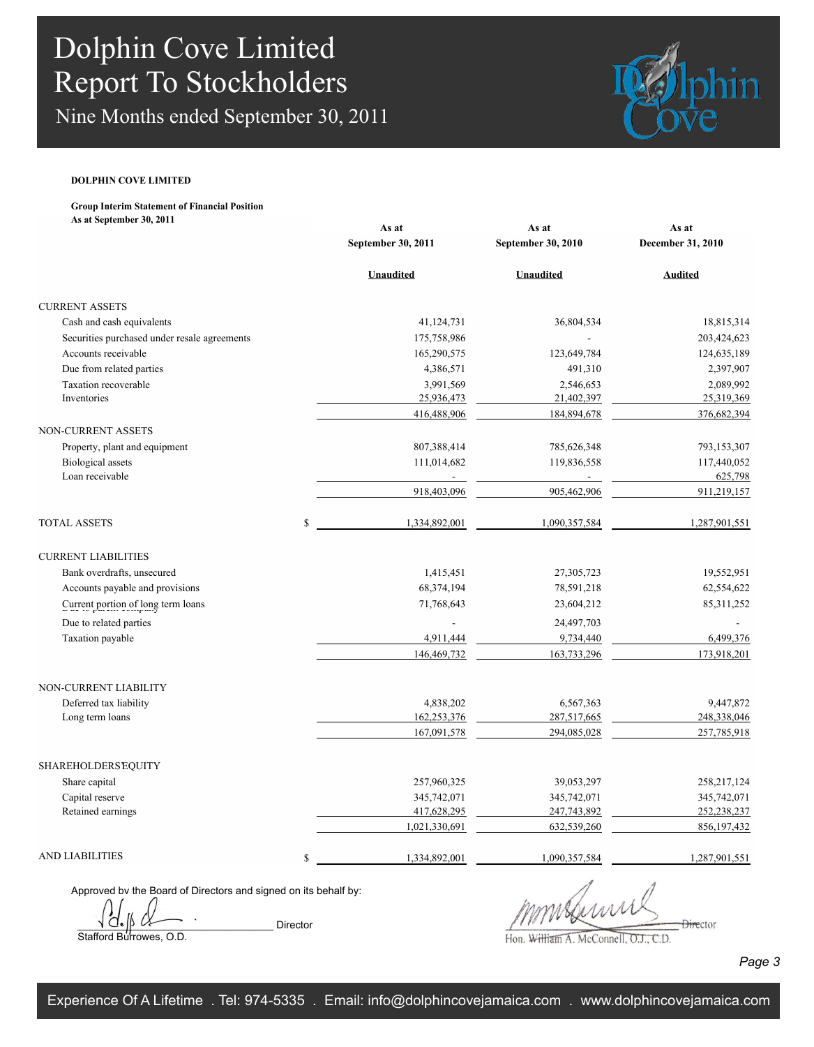# Dolphin Cove Limited
# Report To Stockholders
## Nine Months ended September 30, 2011

**DOLPHIN COVE LIMITED**

**Group Interim Statement of Financial Position**
**As at September 30, 2011**

| | | As at September 30, 2011 | As at September 30, 2010 | As at December 31, 2010 |
|---|---|---|---|---|
| | | Unaudited | Unaudited | Audited |
| CURRENT ASSETS | | | | |
| Cash and cash equivalents | | 41,124,731 | 36,804,534 | 18,815,314 |
| Securities purchased under resale agreements | | 175,758,986 | - | 203,424,623 |
| Accounts receivable | | 165,290,575 | 123,649,784 | 124,635,189 |
| Due from related parties | | 4,386,571 | 491,310 | 2,397,907 |
| Taxation recoverable | | 3,991,569 | 2,546,653 | 2,089,992 |
| Inventories | | 25,936,473 | 21,402,397 | 25,319,369 |
| | | 416,488,906 | 184,894,678 | 376,682,394 |
| NON-CURRENT ASSETS | | | | |
| Property, plant and equipment | | 807,388,414 | 785,626,348 | 793,153,307 |
| Biological assets | | 111,014,682 | 119,836,558 | 117,440,052 |
| Loan receivable | | - | - | 625,798 |
| | | 918,403,096 | 905,462,906 | 911,219,157 |
| TOTAL ASSETS | $ | 1,334,892,001 | 1,090,357,584 | 1,287,901,551 |
| CURRENT LIABILITIES | | | | |
| Bank overdrafts, unsecured | | 1,415,451 | 27,305,723 | 19,552,951 |
| Accounts payable and provisions | | 68,374,194 | 78,591,218 | 62,554,622 |
| Current portion of long term loans | | 71,768,643 | 23,604,212 | 85,311,252 |
| Due to related parties | | - | 24,497,703 | - |
| Taxation payable | | 4,911,444 | 9,734,440 | 6,499,376 |
| | | 146,469,732 | 163,733,296 | 173,918,201 |
| NON-CURRENT LIABILITY | | | | |
| Deferred tax liability | | 4,838,202 | 6,567,363 | 9,447,872 |
| Long term loans | | 162,253,376 | 287,517,665 | 248,338,046 |
| | | 167,091,578 | 294,085,028 | 257,785,918 |
| SHAREHOLDERS' EQUITY | | | | |
| Share capital | | 257,960,325 | 39,053,297 | 258,217,124 |
| Capital reserve | | 345,742,071 | 345,742,071 | 345,742,071 |
| Retained earnings | | 417,628,295 | 247,743,892 | 252,238,237 |
| | | 1,021,330,691 | 632,539,260 | 856,197,432 |
| AND LIABILITIES | $ | 1,334,892,001 | 1,090,357,584 | 1,287,901,551 |

Approved by the Board of Directors and signed on its behalf by:

Director
Stafford Burrowes, O.D.

Director
Hon. William A. McConnell, O.J., C.D.

Experience Of A Lifetime . Tel: 974-5335 . Email: info@dolphincovejamaica.com . www.dolphincovejamaica.com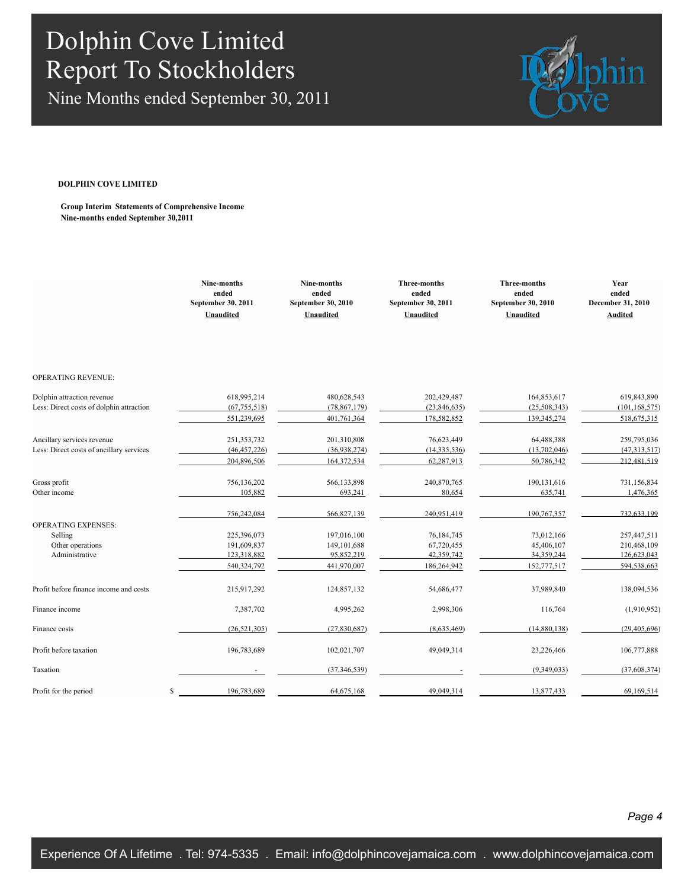# Dolphin Cove Limited
# Report To Stockholders
## Nine Months ended September 30, 2011

**DOLPHIN COVE LIMITED**

**Group Interim Statements of Comprehensive Income**
**Nine-months ended September 30,2011**

| | Nine-months ended September 30, 2011 Unaudited | Nine-months ended September 30, 2010 Unaudited | Three-months ended September 30, 2011 Unaudited | Three-months ended September 30, 2010 Unaudited | Year ended December 31, 2010 Audited |
|---|---|---|---|---|---|
| OPERATING REVENUE: | | | | | |
| Dolphin attraction revenue | 618,995,214 | 480,628,543 | 202,429,487 | 164,853,617 | 619,843,890 |
| Less: Direct costs of dolphin attraction | (67,755,518) | (78,867,179) | (23,846,635) | (25,508,343) | (101,168,575) |
| | 551,239,695 | 401,761,364 | 178,582,852 | 139,345,274 | 518,675,315 |
| Ancillary services revenue | 251,353,732 | 201,310,808 | 76,623,449 | 64,488,388 | 259,795,036 |
| Less: Direct costs of ancillary services | (46,457,226) | (36,938,274) | (14,335,536) | (13,702,046) | (47,313,517) |
| | 204,896,506 | 164,372,534 | 62,287,913 | 50,786,342 | 212,481,519 |
| Gross profit | 756,136,202 | 566,133,898 | 240,870,765 | 190,131,616 | 731,156,834 |
| Other income | 105,882 | 693,241 | 80,654 | 635,741 | 1,476,365 |
| | 756,242,084 | 566,827,139 | 240,951,419 | 190,767,357 | 732,633,199 |
| OPERATING EXPENSES: | | | | | |
| Selling | 225,396,073 | 197,016,100 | 76,184,745 | 73,012,166 | 257,447,511 |
| Other operations | 191,609,837 | 149,101,688 | 67,720,455 | 45,406,107 | 210,468,109 |
| Administrative | 123,318,882 | 95,852,219 | 42,359,742 | 34,359,244 | 126,623,043 |
| | 540,324,792 | 441,970,007 | 186,264,942 | 152,777,517 | 594,538,663 |
| Profit before finance income and costs | 215,917,292 | 124,857,132 | 54,686,477 | 37,989,840 | 138,094,536 |
| Finance income | 7,387,702 | 4,995,262 | 2,998,306 | 116,764 | (1,910,952) |
| Finance costs | (26,521,305) | (27,830,687) | (8,635,469) | (14,880,138) | (29,405,696) |
| Profit before taxation | 196,783,689 | 102,021,707 | 49,049,314 | 23,226,466 | 106,777,888 |
| Taxation | - | (37,346,539) | - | (9,349,033) | (37,608,374) |
| Profit for the period | $ 196,783,689 | 64,675,168 | 49,049,314 | 13,877,433 | 69,169,514 |

Experience Of A Lifetime . Tel: 974-5335 . Email: info@dolphincovejamaica.com . www.dolphincovejamaica.com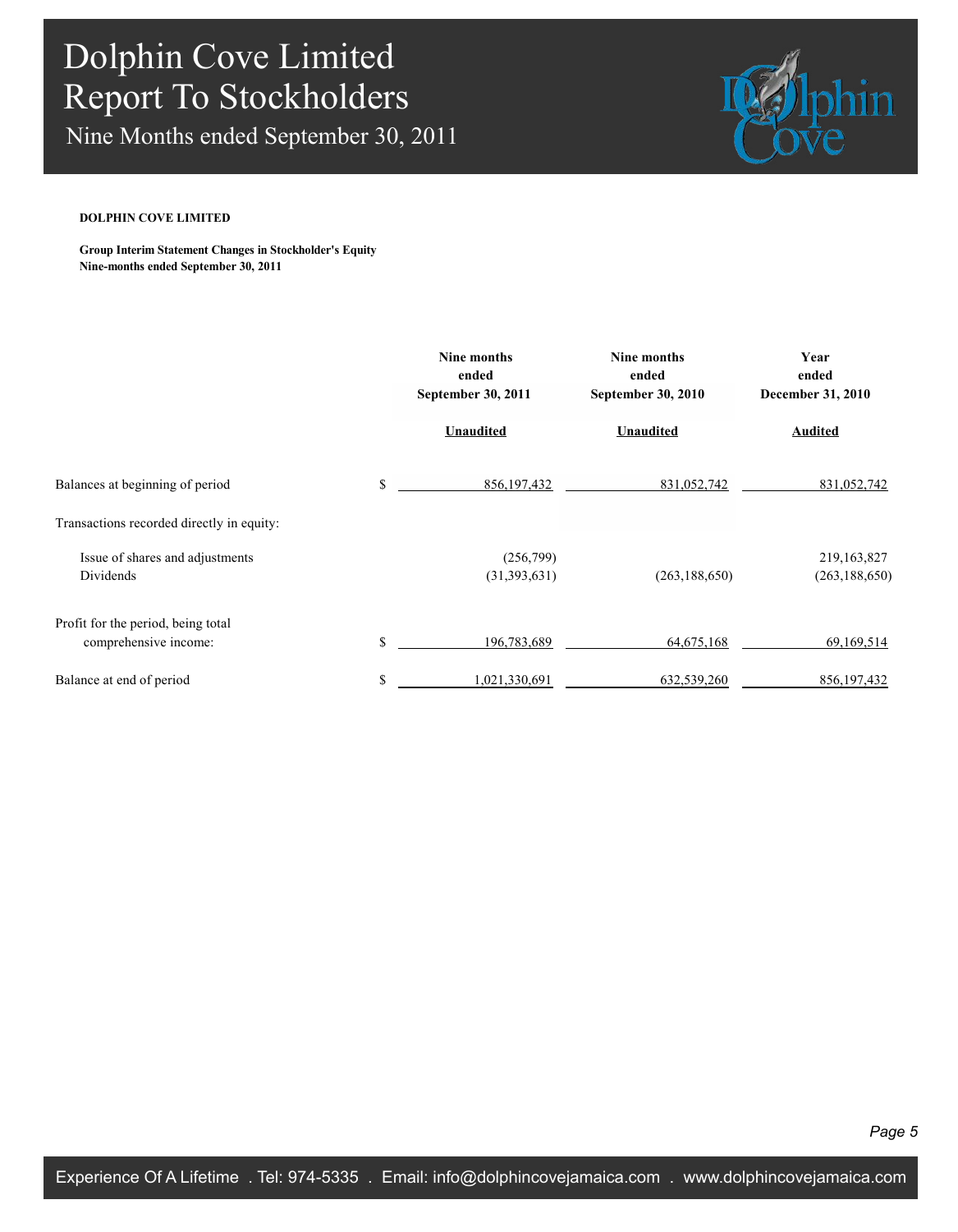# Dolphin Cove Limited
# Report To Stockholders
## Nine Months ended September 30, 2011

**DOLPHIN COVE LIMITED**

**Group Interim Statement Changes in Stockholder's Equity**
**Nine-months ended September 30, 2011**

| | | Nine months ended September 30, 2011 | Nine months ended September 30, 2010 | Year ended December 31, 2010 |
|---|---|---|---|---|
| | | **Unaudited** | **Unaudited** | **Audited** |
| Balances at beginning of period | $ | 856,197,432 | 831,052,742 | 831,052,742 |
| Transactions recorded directly in equity: | | | | |
| Issue of shares and adjustments | | (256,799) | | 219,163,827 |
| Dividends | | (31,393,631) | (263,188,650) | (263,188,650) |
| Profit for the period, being total comprehensive income: | $ | 196,783,689 | 64,675,168 | 69,169,514 |
| Balance at end of period | $ | 1,021,330,691 | 632,539,260 | 856,197,432 |

Experience Of A Lifetime . Tel: 974-5335 . Email: info@dolphincovejamaica.com . www.dolphincovejamaica.com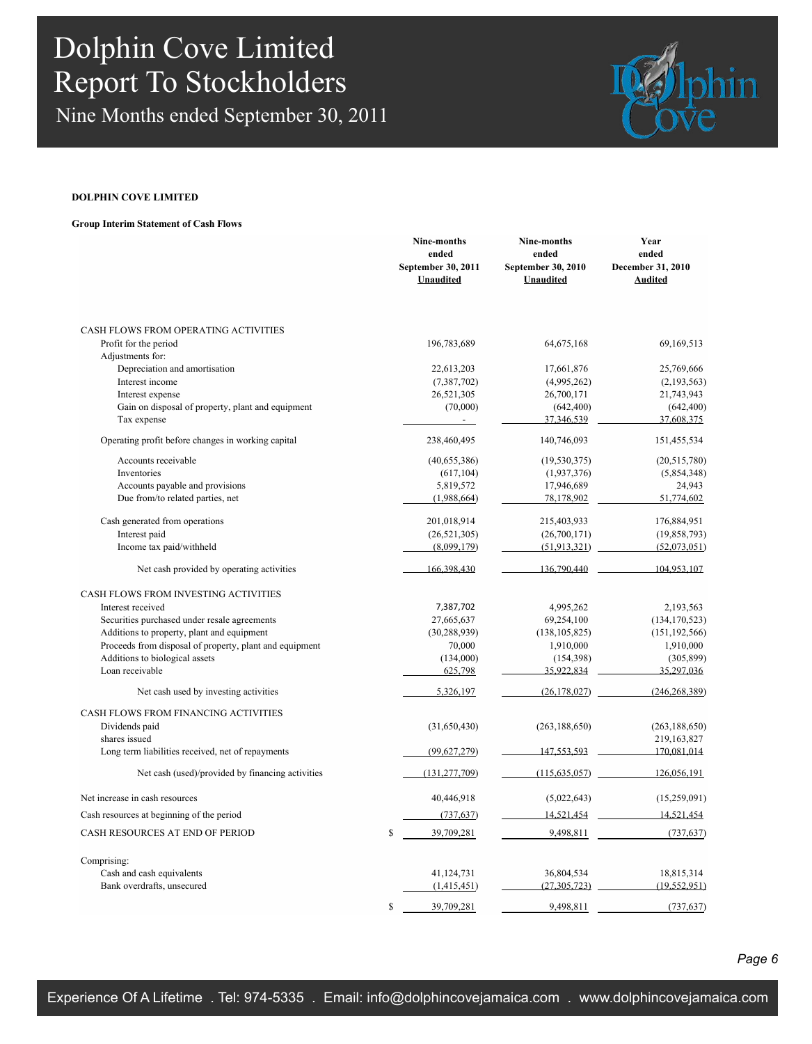# Dolphin Cove Limited
# Report To Stockholders
## Nine Months ended September 30, 2011

**DOLPHIN COVE LIMITED**

**Group Interim Statement of Cash Flows**

| | Nine-months ended September 30, 2011 Unaudited | Nine-months ended September 30, 2010 Unaudited | Year ended December 31, 2010 Audited |
|---|---|---|---|
| CASH FLOWS FROM OPERATING ACTIVITIES | | | |
| Profit for the period | 196,783,689 | 64,675,168 | 69,169,513 |
| Adjustments for: | | | |
| Depreciation and amortisation | 22,613,203 | 17,661,876 | 25,769,666 |
| Interest income | (7,387,702) | (4,995,262) | (2,193,563) |
| Interest expense | 26,521,305 | 26,700,171 | 21,743,943 |
| Gain on disposal of property, plant and equipment | (70,000) | (642,400) | (642,400) |
| Tax expense | - | 37,346,539 | 37,608,375 |
| Operating profit before changes in working capital | 238,460,495 | 140,746,093 | 151,455,534 |
| Accounts receivable | (40,655,386) | (19,530,375) | (20,515,780) |
| Inventories | (617,104) | (1,937,376) | (5,854,348) |
| Accounts payable and provisions | 5,819,572 | 17,946,689 | 24,943 |
| Due from/to related parties, net | (1,988,664) | 78,178,902 | 51,774,602 |
| Cash generated from operations | 201,018,914 | 215,403,933 | 176,884,951 |
| Interest paid | (26,521,305) | (26,700,171) | (19,858,793) |
| Income tax paid/withheld | (8,099,179) | (51,913,321) | (52,073,051) |
| Net cash provided by operating activities | 166,398,430 | 136,790,440 | 104,953,107 |
| CASH FLOWS FROM INVESTING ACTIVITIES | | | |
| Interest received | 7,387,702 | 4,995,262 | 2,193,563 |
| Securities purchased under resale agreements | 27,665,637 | 69,254,100 | (134,170,523) |
| Additions to property, plant and equipment | (30,288,939) | (138,105,825) | (151,192,566) |
| Proceeds from disposal of property, plant and equipment | 70,000 | 1,910,000 | 1,910,000 |
| Additions to biological assets | (134,000) | (154,398) | (305,899) |
| Loan receivable | 625,798 | 35,922,834 | 35,297,036 |
| Net cash used by investing activities | 5,326,197 | (26,178,027) | (246,268,389) |
| CASH FLOWS FROM FINANCING ACTIVITIES | | | |
| Dividends paid | (31,650,430) | (263,188,650) | (263,188,650) |
| shares issued | | | 219,163,827 |
| Long term liabilities received, net of repayments | (99,627,279) | 147,553,593 | 170,081,014 |
| Net cash (used)/provided by financing activities | (131,277,709) | (115,635,057) | 126,056,191 |
| Net increase in cash resources | 40,446,918 | (5,022,643) | (15,259,091) |
| Cash resources at beginning of the period | (737,637) | 14,521,454 | 14,521,454 |
| CASH RESOURCES AT END OF PERIOD | $ 39,709,281 | 9,498,811 | (737,637) |
| Comprising: | | | |
| Cash and cash equivalents | 41,124,731 | 36,804,534 | 18,815,314 |
| Bank overdrafts, unsecured | (1,415,451) | (27,305,723) | (19,552,951) |
| | $ 39,709,281 | 9,498,811 | (737,637) |

Experience Of A Lifetime . Tel: 974-5335 . Email: info@dolphincovejamaica.com . www.dolphincovejamaica.com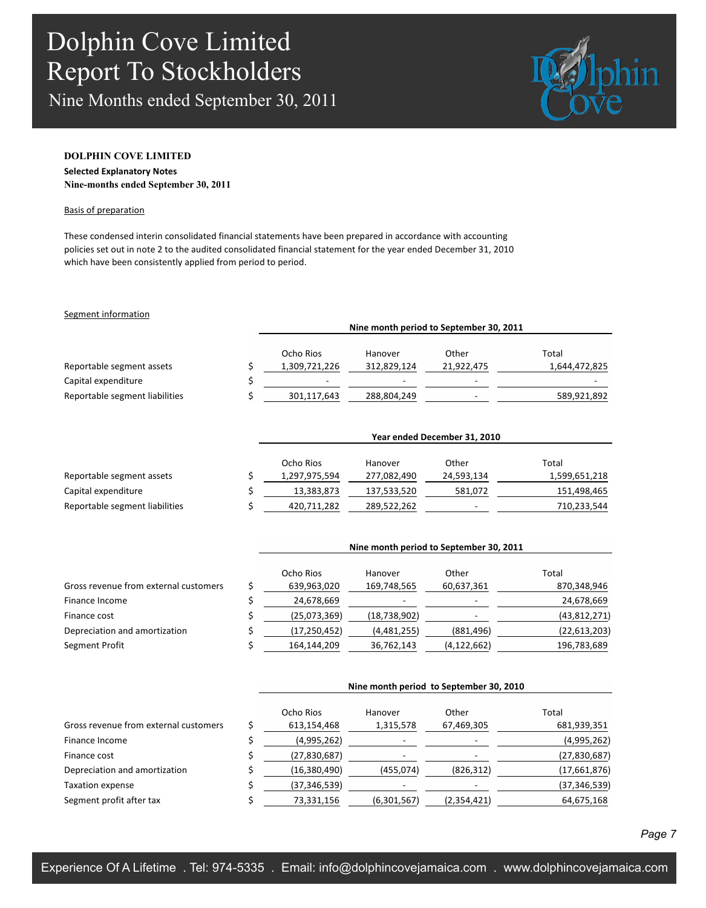**DOLPHIN COVE LIMITED**

**Selected Explanatory Notes**

**Nine-months ended September 30, 2011**

Basis of preparation

These condensed interin consolidated financial statements have been prepared in accordance with accounting policies set out in note 2 to the audited consolidated financial statement for the year ended December 31, 2010 which have been consistently applied from period to period.

Segment information

| | | Nine month period to September 30, 2011 | | | |
|---|---|---|---|---|---|
| | | Ocho Rios | Hanover | Other | Total |
| Reportable segment assets | $ | 1,309,721,226 | 312,829,124 | 21,922,475 | 1,644,472,825 |
| Capital expenditure | $ | - | - | - | - |
| Reportable segment liabilities | $ | 301,117,643 | 288,804,249 | - | 589,921,892 |

| | | Year ended December 31, 2010 | | | |
|---|---|---|---|---|---|
| | | Ocho Rios | Hanover | Other | Total |
| Reportable segment assets | $ | 1,297,975,594 | 277,082,490 | 24,593,134 | 1,599,651,218 |
| Capital expenditure | $ | 13,383,873 | 137,533,520 | 581,072 | 151,498,465 |
| Reportable segment liabilities | $ | 420,711,282 | 289,522,262 | - | 710,233,544 |

| | | Nine month period to September 30, 2011 | | | |
|---|---|---|---|---|---|
| | | Ocho Rios | Hanover | Other | Total |
| Gross revenue from external customers | $ | 639,963,020 | 169,748,565 | 60,637,361 | 870,348,946 |
| Finance Income | $ | 24,678,669 | - | - | 24,678,669 |
| Finance cost | $ | (25,073,369) | (18,738,902) | - | (43,812,271) |
| Depreciation and amortization | $ | (17,250,452) | (4,481,255) | (881,496) | (22,613,203) |
| Segment Profit | $ | 164,144,209 | 36,762,143 | (4,122,662) | 196,783,689 |

| | | Nine month period to September 30, 2010 | | | |
|---|---|---|---|---|---|
| | | Ocho Rios | Hanover | Other | Total |
| Gross revenue from external customers | $ | 613,154,468 | 1,315,578 | 67,469,305 | 681,939,351 |
| Finance Income | $ | (4,995,262) | - | - | (4,995,262) |
| Finance cost | $ | (27,830,687) | - | - | (27,830,687) |
| Depreciation and amortization | $ | (16,380,490) | (455,074) | (826,312) | (17,661,876) |
| Taxation expense | $ | (37,346,539) | - | - | (37,346,539) |
| Segment profit after tax | $ | 73,331,156 | (6,301,567) | (2,354,421) | 64,675,168 |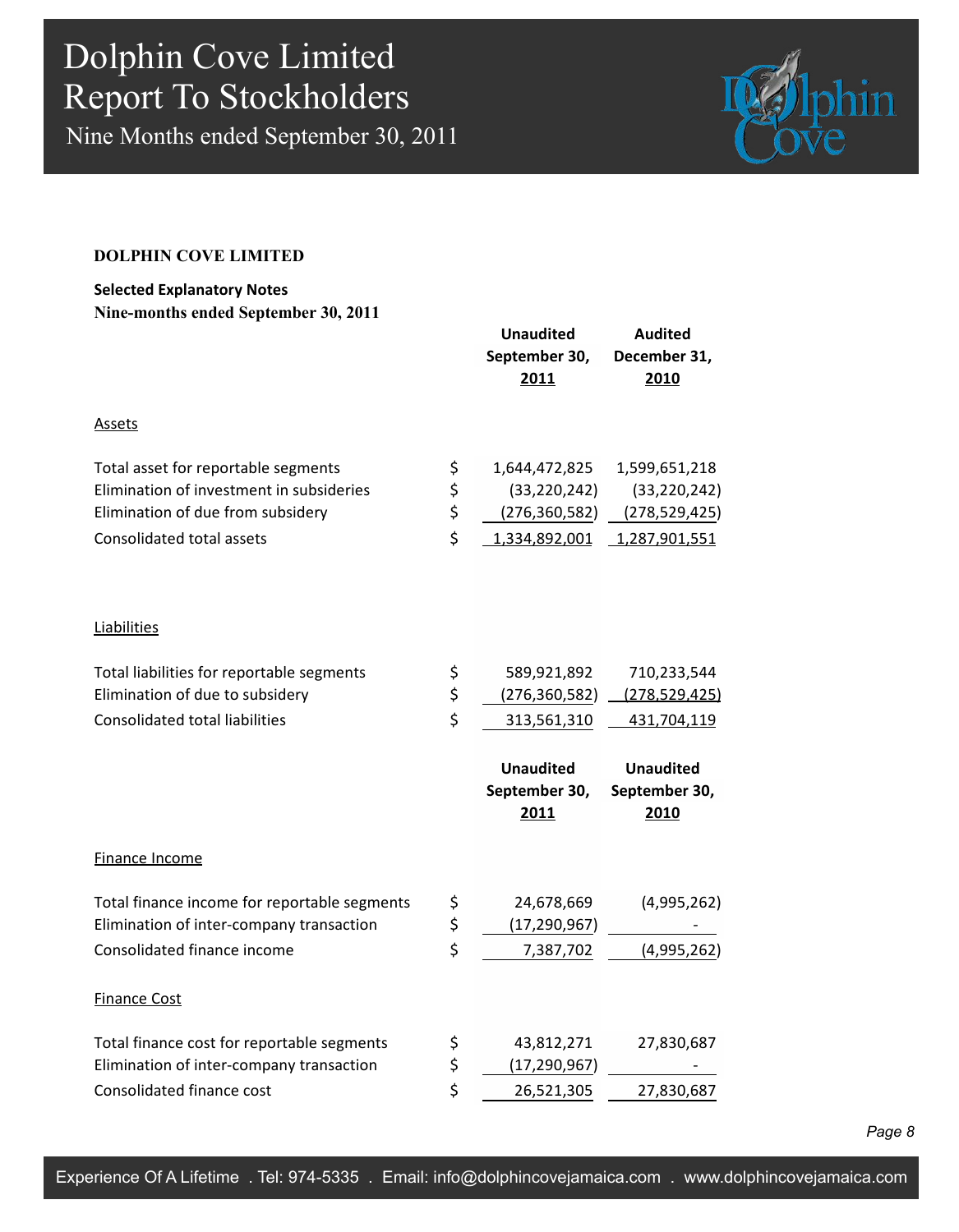# Dolphin Cove Limited
# Report To Stockholders
Nine Months ended September 30, 2011

**DOLPHIN COVE LIMITED**

**Selected Explanatory Notes**
**Nine-months ended September 30, 2011**

| | | Unaudited September 30, 2011 | Audited December 31, 2010 |
|---|---|---|---|
| Assets | | | |
| Total asset for reportable segments | $ | 1,644,472,825 | 1,599,651,218 |
| Elimination of investment in subsideries | $ | (33,220,242) | (33,220,242) |
| Elimination of due from subsidery | $ | (276,360,582) | (278,529,425) |
| Consolidated total assets | $ | 1,334,892,001 | 1,287,901,551 |
| Liabilities | | | |
| Total liabilities for reportable segments | $ | 589,921,892 | 710,233,544 |
| Elimination of due to subsidery | $ | (276,360,582) | (278,529,425) |
| Consolidated total liabilities | $ | 313,561,310 | 431,704,119 |

| | | Unaudited September 30, 2011 | Unaudited September 30, 2010 |
|---|---|---|---|
| Finance Income | | | |
| Total finance income for reportable segments | $ | 24,678,669 | (4,995,262) |
| Elimination of inter-company transaction | $ | (17,290,967) | - |
| Consolidated finance income | $ | 7,387,702 | (4,995,262) |
| Finance Cost | | | |
| Total finance cost for reportable segments | $ | 43,812,271 | 27,830,687 |
| Elimination of inter-company transaction | $ | (17,290,967) | - |
| Consolidated finance cost | $ | 26,521,305 | 27,830,687 |

Experience Of A Lifetime . Tel: 974-5335 . Email: info@dolphincovejamaica.com . www.dolphincovejamaica.com